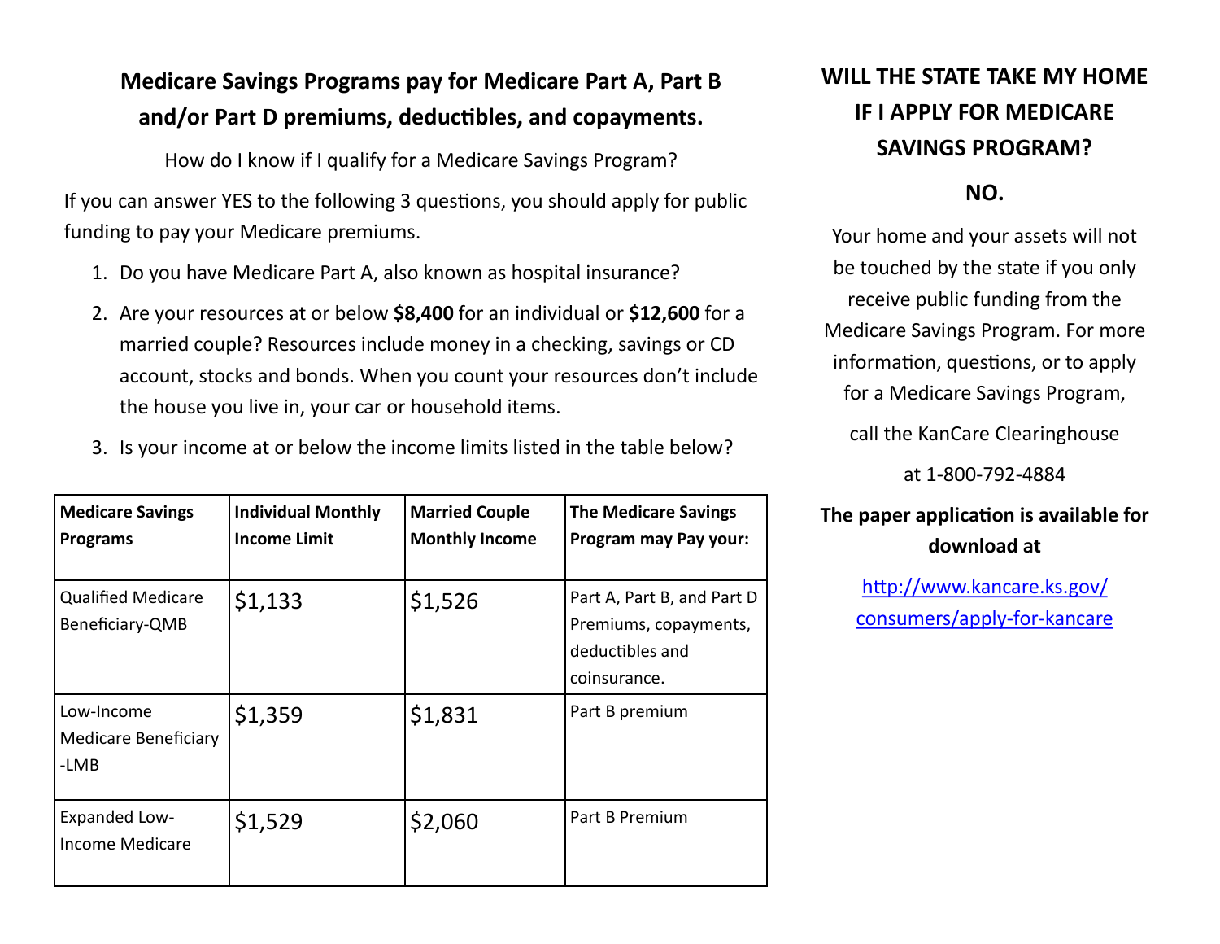## Medicare Savings Programs pay for Medicare Part A, Part B and/or Part D premiums, deductibles, and copayments.

How do I know if I qualify for a Medicare Savings Program?

If you can answer YES to the following 3 questions, you should apply for public funding to pay your Medicare premiums.

1. Do you have Medicare Part A, also known as hospital insurance?
2. Are your resources at or below **$8,400** for an individual or **$12,600** for a married couple? Resources include money in a checking, savings or CD account, stocks and bonds. When you count your resources don't include the house you live in, your car or household items.
3. Is your income at or below the income limits listed in the table below?

| Medicare Savings Programs | Individual Monthly Income Limit | Married Couple Monthly Income | The Medicare Savings Program may Pay your: |
|---|---|---|---|
| Qualified Medicare Beneficiary-QMB | $1,133 | $1,526 | Part A, Part B, and Part D Premiums, copayments, deductibles and coinsurance. |
| Low-Income Medicare Beneficiary -LMB | $1,359 | $1,831 | Part B premium |
| Expanded Low-Income Medicare | $1,529 | $2,060 | Part B Premium |

## WILL THE STATE TAKE MY HOME IF I APPLY FOR MEDICARE SAVINGS PROGRAM?

**NO.**

Your home and your assets will not be touched by the state if you only receive public funding from the Medicare Savings Program. For more information, questions, or to apply for a Medicare Savings Program,

call the KanCare Clearinghouse

at 1-800-792-4884

**The paper application is available for download at**

[http://www.kancare.ks.gov/consumers/apply-for-kancare](http://www.kancare.ks.gov/consumers/apply-for-kancare)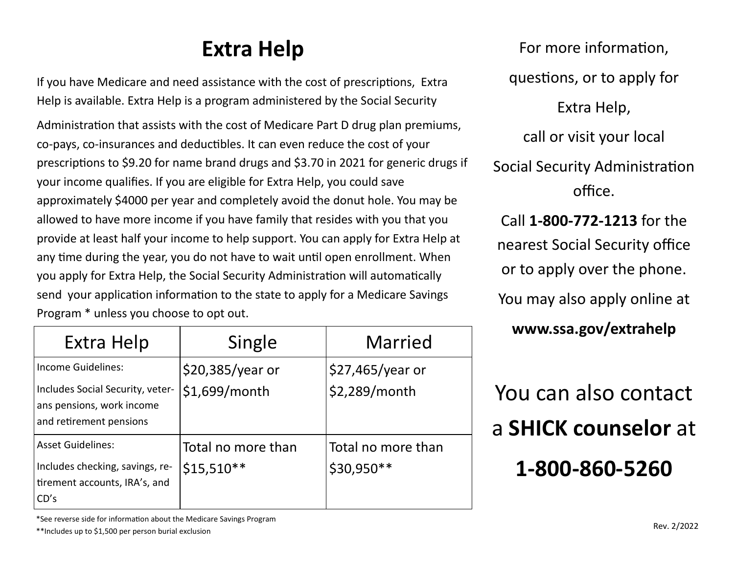# Extra Help

If you have Medicare and need assistance with the cost of prescriptions, Extra Help is available. Extra Help is a program administered by the Social Security Administration that assists with the cost of Medicare Part D drug plan premiums, co-pays, co-insurances and deductibles. It can even reduce the cost of your prescriptions to $9.20 for name brand drugs and $3.70 in 2021 for generic drugs if your income qualifies. If you are eligible for Extra Help, you could save approximately $4000 per year and completely avoid the donut hole. You may be allowed to have more income if you have family that resides with you that you provide at least half your income to help support. You can apply for Extra Help at any time during the year, you do not have to wait until open enrollment. When you apply for Extra Help, the Social Security Administration will automatically send your application information to the state to apply for a Medicare Savings Program * unless you choose to opt out.

| Extra Help | Single | Married |
|---|---|---|
| Income Guidelines: Includes Social Security, veterans pensions, work income and retirement pensions | $20,385/year or $1,699/month | $27,465/year or $2,289/month |
| Asset Guidelines: Includes checking, savings, retirement accounts, IRA's, and CD's | Total no more than $15,510** | Total no more than $30,950** |

*See reverse side for information about the Medicare Savings Program

**Includes up to $1,500 per person burial exclusion

For more information, questions, or to apply for Extra Help, call or visit your local Social Security Administration office.

Call **1-800-772-1213** for the nearest Social Security office or to apply over the phone.

You may also apply online at

**www.ssa.gov/extrahelp**

You can also contact a **SHICK counselor** at

**1-800-860-5260**

Rev. 2/2022